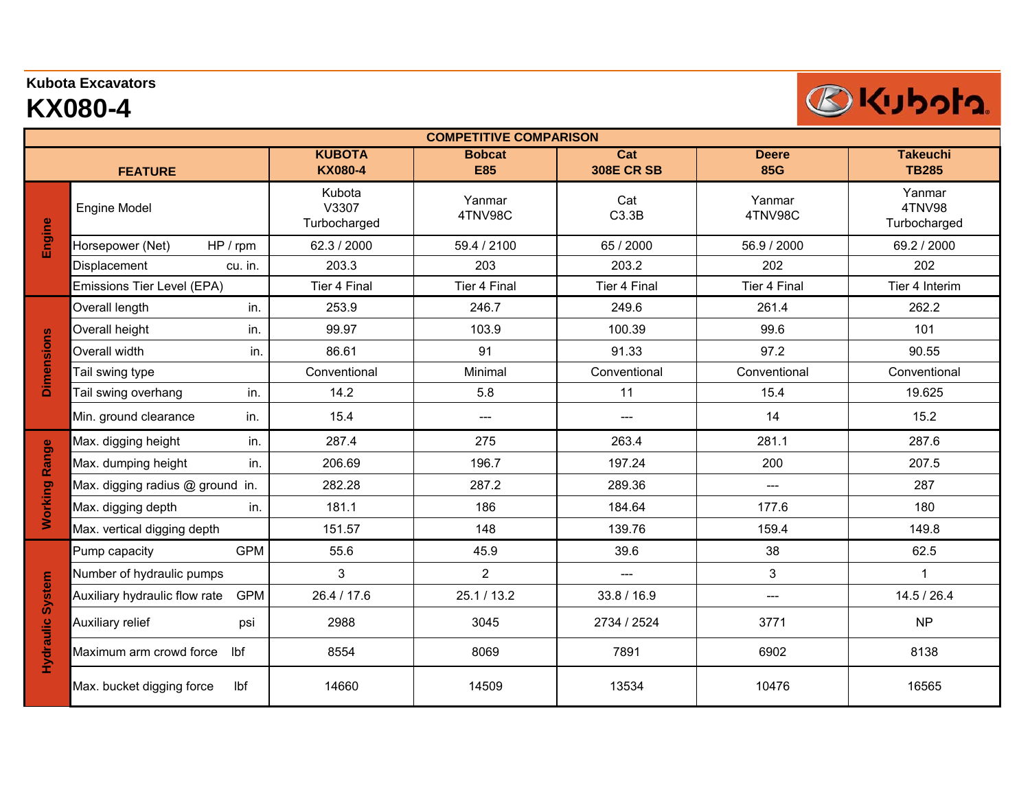**Kubota Excavators**

# KX080-4

| COMPETITIVE COMPARISON | | | | | | | |
|---|---|---|---|---|---|---|---|
| FEATURE | | | KUBOTA KX080-4 | Bobcat E85 | Cat 308E CR SB | Deere 85G | Takeuchi TB285 |
| Engine | Engine Model | | Kubota V3307 Turbocharged | Yanmar 4TNV98C | Cat C3.3B | Yanmar 4TNV98C | Yanmar 4TNV98 Turbocharged |
| | Horsepower (Net) | HP / rpm | 62.3 / 2000 | 59.4 / 2100 | 65 / 2000 | 56.9 / 2000 | 69.2 / 2000 |
| | Displacement | cu. in. | 203.3 | 203 | 203.2 | 202 | 202 |
| | Emissions Tier Level (EPA) | | Tier 4 Final | Tier 4 Final | Tier 4 Final | Tier 4 Final | Tier 4 Interim |
| Dimensions | Overall length | in. | 253.9 | 246.7 | 249.6 | 261.4 | 262.2 |
| | Overall height | in. | 99.97 | 103.9 | 100.39 | 99.6 | 101 |
| | Overall width | in. | 86.61 | 91 | 91.33 | 97.2 | 90.55 |
| | Tail swing type | | Conventional | Minimal | Conventional | Conventional | Conventional |
| | Tail swing overhang | in. | 14.2 | 5.8 | 11 | 15.4 | 19.625 |
| | Min. ground clearance | in. | 15.4 | --- | --- | 14 | 15.2 |
| Working Range | Max. digging height | in. | 287.4 | 275 | 263.4 | 281.1 | 287.6 |
| | Max. dumping height | in. | 206.69 | 196.7 | 197.24 | 200 | 207.5 |
| | Max. digging radius @ ground | in. | 282.28 | 287.2 | 289.36 | --- | 287 |
| | Max. digging depth | in. | 181.1 | 186 | 184.64 | 177.6 | 180 |
| | Max. vertical digging depth | | 151.57 | 148 | 139.76 | 159.4 | 149.8 |
| Hydraulic System | Pump capacity | GPM | 55.6 | 45.9 | 39.6 | 38 | 62.5 |
| | Number of hydraulic pumps | | 3 | 2 | --- | 3 | 1 |
| | Auxiliary hydraulic flow rate | GPM | 26.4 / 17.6 | 25.1 / 13.2 | 33.8 / 16.9 | --- | 14.5 / 26.4 |
| | Auxiliary relief | psi | 2988 | 3045 | 2734 / 2524 | 3771 | NP |
| | Maximum arm crowd force | lbf | 8554 | 8069 | 7891 | 6902 | 8138 |
| | Max. bucket digging force | lbf | 14660 | 14509 | 13534 | 10476 | 16565 |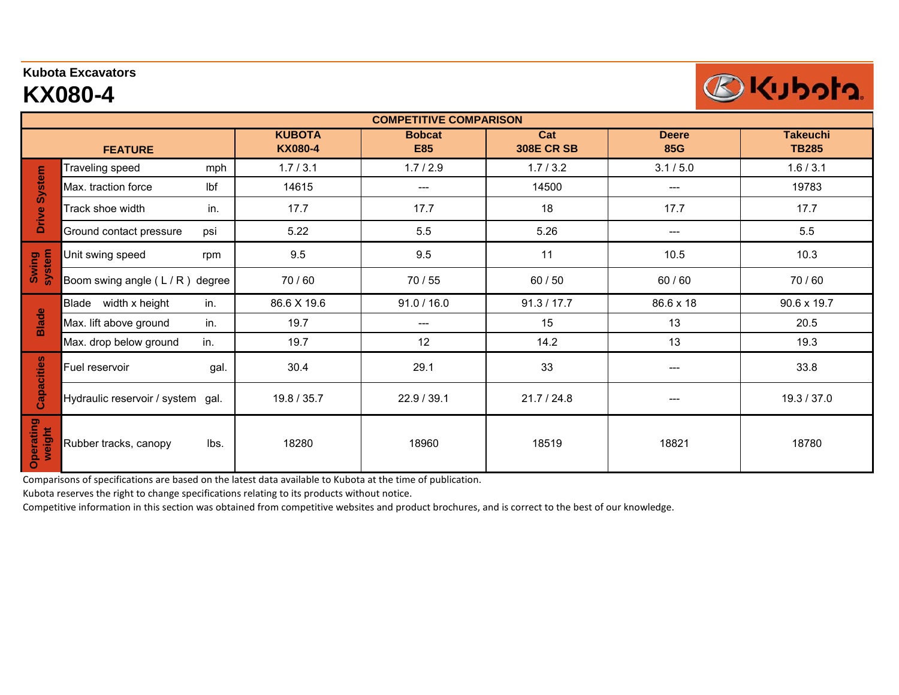Kubota Excavators

# KX080-4

| COMPETITIVE COMPARISON | | | | | | | |
|---|---|---|---|---|---|---|---|
| | FEATURE | | KUBOTA KX080-4 | Bobcat E85 | Cat 308E CR SB | Deere 85G | Takeuchi TB285 |
| Drive System | Traveling speed | mph | 1.7 / 3.1 | 1.7 / 2.9 | 1.7 / 3.2 | 3.1 / 5.0 | 1.6 / 3.1 |
| | Max. traction force | lbf | 14615 | --- | 14500 | --- | 19783 |
| | Track shoe width | in. | 17.7 | 17.7 | 18 | 17.7 | 17.7 |
| | Ground contact pressure | psi | 5.22 | 5.5 | 5.26 | --- | 5.5 |
| Swing system | Unit swing speed | rpm | 9.5 | 9.5 | 11 | 10.5 | 10.3 |
| | Boom swing angle ( L / R ) | degree | 70 / 60 | 70 / 55 | 60 / 50 | 60 / 60 | 70 / 60 |
| Blade | Blade width x height | in. | 86.6 X 19.6 | 91.0 / 16.0 | 91.3 / 17.7 | 86.6 x 18 | 90.6 x 19.7 |
| | Max. lift above ground | in. | 19.7 | --- | 15 | 13 | 20.5 |
| | Max. drop below ground | in. | 19.7 | 12 | 14.2 | 13 | 19.3 |
| Capacities | Fuel reservoir | gal. | 30.4 | 29.1 | 33 | --- | 33.8 |
| | Hydraulic reservoir / system | gal. | 19.8 / 35.7 | 22.9 / 39.1 | 21.7 / 24.8 | --- | 19.3 / 37.0 |
| Operating weight | Rubber tracks, canopy | lbs. | 18280 | 18960 | 18519 | 18821 | 18780 |

Comparisons of specifications are based on the latest data available to Kubota at the time of publication.

Kubota reserves the right to change specifications relating to its products without notice.

Competitive information in this section was obtained from competitive websites and product brochures, and is correct to the best of our knowledge.